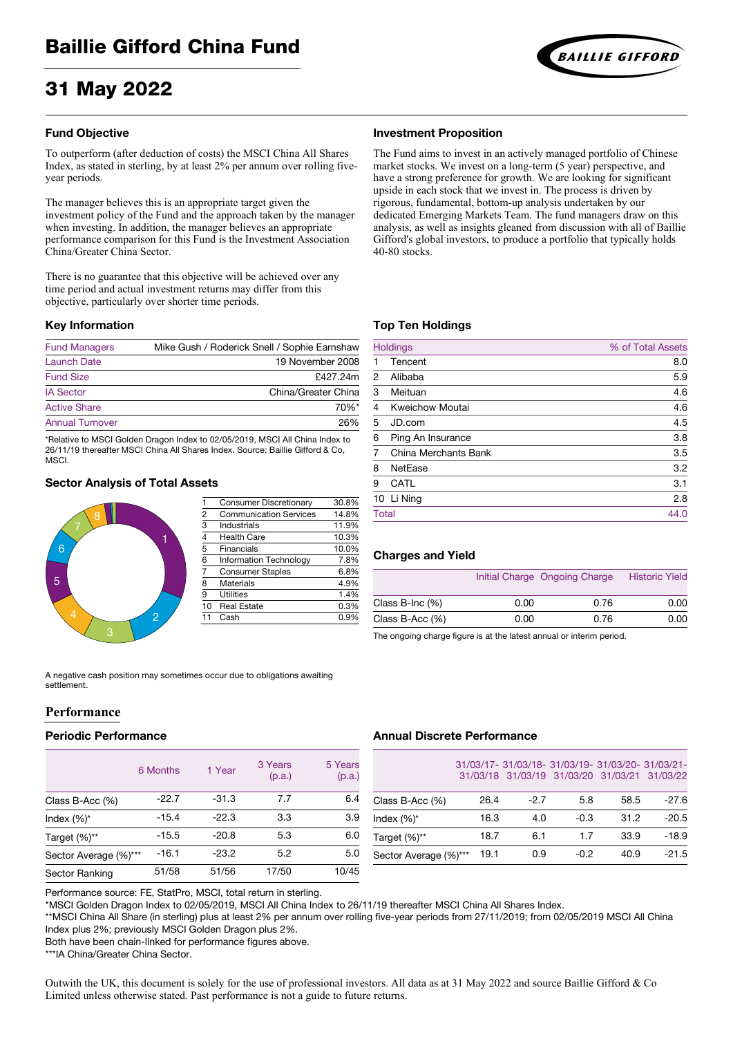# Baillie Gifford China Fund

# 31 May 2022

## Fund Objective

To outperform (after deduction of costs) the MSCI China All Shares Index, as stated in sterling, by at least 2% per annum over rolling five-year periods.

The manager believes this is an appropriate target given the investment policy of the Fund and the approach taken by the manager when investing. In addition, the manager believes an appropriate performance comparison for this Fund is the Investment Association China/Greater China Sector.

There is no guarantee that this objective will be achieved over any time period and actual investment returns may differ from this objective, particularly over shorter time periods.

## Investment Proposition

The Fund aims to invest in an actively managed portfolio of Chinese market stocks. We invest on a long-term (5 year) perspective, and have a strong preference for growth. We are looking for significant upside in each stock that we invest in. The process is driven by rigorous, fundamental, bottom-up analysis undertaken by our dedicated Emerging Markets Team. The fund managers draw on this analysis, as well as insights gleaned from discussion with all of Baillie Gifford's global investors, to produce a portfolio that typically holds 40-80 stocks.

## Key Information

| | |
|---|---|
| Fund Managers | Mike Gush / Roderick Snell / Sophie Earnshaw |
| Launch Date | 19 November 2008 |
| Fund Size | £427.24m |
| IA Sector | China/Greater China |
| Active Share | 70%* |
| Annual Turnover | 26% |

*Relative to MSCI Golden Dragon Index to 02/05/2019, MSCI All China Index to 26/11/19 thereafter MSCI China All Shares Index. Source: Baillie Gifford & Co, MSCI.

## Top Ten Holdings

| | Holdings | % of Total Assets |
|---|---|---|
| 1 | Tencent | 8.0 |
| 2 | Alibaba | 5.9 |
| 3 | Meituan | 4.6 |
| 4 | Kweichow Moutai | 4.6 |
| 5 | JD.com | 4.5 |
| 6 | Ping An Insurance | 3.8 |
| 7 | China Merchants Bank | 3.5 |
| 8 | NetEase | 3.2 |
| 9 | CATL | 3.1 |
| 10 | Li Ning | 2.8 |
| | Total | 44.0 |

## Sector Analysis of Total Assets

| | | |
|---|---|---|
| 1 | Consumer Discretionary | 30.8% |
| 2 | Communication Services | 14.8% |
| 3 | Industrials | 11.9% |
| 4 | Health Care | 10.3% |
| 5 | Financials | 10.0% |
| 6 | Information Technology | 7.8% |
| 7 | Consumer Staples | 6.8% |
| 8 | Materials | 4.9% |
| 9 | Utilities | 1.4% |
| 10 | Real Estate | 0.3% |
| 11 | Cash | 0.9% |

A negative cash position may sometimes occur due to obligations awaiting settlement.

## Charges and Yield

| | Initial Charge | Ongoing Charge | Historic Yield |
|---|---|---|---|
| Class B-Inc (%) | 0.00 | 0.76 | 0.00 |
| Class B-Acc (%) | 0.00 | 0.76 | 0.00 |

The ongoing charge figure is at the latest annual or interim period.

# Performance

## Periodic Performance

| | 6 Months | 1 Year | 3 Years (p.a.) | 5 Years (p.a.) |
|---|---|---|---|---|
| Class B-Acc (%) | -22.7 | -31.3 | 7.7 | 6.4 |
| Index (%)* | -15.4 | -22.3 | 3.3 | 3.9 |
| Target (%)** | -15.5 | -20.8 | 5.3 | 6.0 |
| Sector Average (%)*** | -16.1 | -23.2 | 5.2 | 5.0 |
| Sector Ranking | 51/58 | 51/56 | 17/50 | 10/45 |

## Annual Discrete Performance

| | 31/03/17-31/03/18 | 31/03/18-31/03/19 | 31/03/19-31/03/20 | 31/03/20-31/03/21 | 31/03/21-31/03/22 |
|---|---|---|---|---|---|
| Class B-Acc (%) | 26.4 | -2.7 | 5.8 | 58.5 | -27.6 |
| Index (%)* | 16.3 | 4.0 | -0.3 | 31.2 | -20.5 |
| Target (%)** | 18.7 | 6.1 | 1.7 | 33.9 | -18.9 |
| Sector Average (%)*** | 19.1 | 0.9 | -0.2 | 40.9 | -21.5 |

Performance source: FE, StatPro, MSCI, total return in sterling.

*MSCI Golden Dragon Index to 02/05/2019, MSCI All China Index to 26/11/19 thereafter MSCI China All Shares Index.

**MSCI China All Share (in sterling) plus at least 2% per annum over rolling five-year periods from 27/11/2019; from 02/05/2019 MSCI All China Index plus 2%; previously MSCI Golden Dragon plus 2%.

Both have been chain-linked for performance figures above.

***IA China/Greater China Sector.

Outwith the UK, this document is solely for the use of professional investors. All data as at 31 May 2022 and source Baillie Gifford & Co Limited unless otherwise stated. Past performance is not a guide to future returns.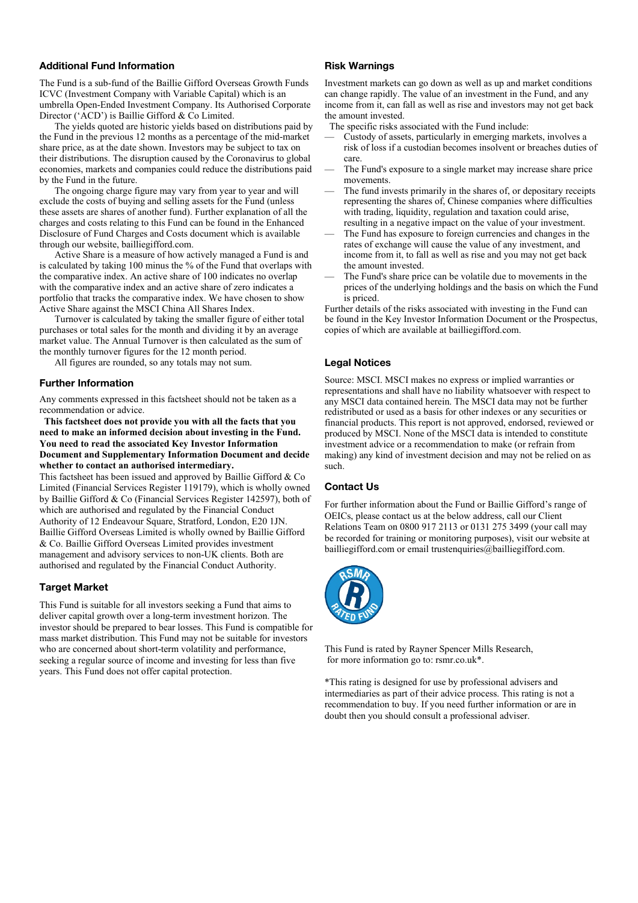## Additional Fund Information

The Fund is a sub-fund of the Baillie Gifford Overseas Growth Funds ICVC (Investment Company with Variable Capital) which is an umbrella Open-Ended Investment Company. Its Authorised Corporate Director ('ACD') is Baillie Gifford & Co Limited.

The yields quoted are historic yields based on distributions paid by the Fund in the previous 12 months as a percentage of the mid-market share price, as at the date shown. Investors may be subject to tax on their distributions. The disruption caused by the Coronavirus to global economies, markets and companies could reduce the distributions paid by the Fund in the future.

The ongoing charge figure may vary from year to year and will exclude the costs of buying and selling assets for the Fund (unless these assets are shares of another fund). Further explanation of all the charges and costs relating to this Fund can be found in the Enhanced Disclosure of Fund Charges and Costs document which is available through our website, bailliegifford.com.

Active Share is a measure of how actively managed a Fund is and is calculated by taking 100 minus the % of the Fund that overlaps with the comparative index. An active share of 100 indicates no overlap with the comparative index and an active share of zero indicates a portfolio that tracks the comparative index. We have chosen to show Active Share against the MSCI China All Shares Index.

Turnover is calculated by taking the smaller figure of either total purchases or total sales for the month and dividing it by an average market value. The Annual Turnover is then calculated as the sum of the monthly turnover figures for the 12 month period.

All figures are rounded, so any totals may not sum.

## Further Information

Any comments expressed in this factsheet should not be taken as a recommendation or advice.

**This factsheet does not provide you with all the facts that you need to make an informed decision about investing in the Fund. You need to read the associated Key Investor Information Document and Supplementary Information Document and decide whether to contact an authorised intermediary.**

This factsheet has been issued and approved by Baillie Gifford & Co Limited (Financial Services Register 119179), which is wholly owned by Baillie Gifford & Co (Financial Services Register 142597), both of which are authorised and regulated by the Financial Conduct Authority of 12 Endeavour Square, Stratford, London, E20 1JN. Baillie Gifford Overseas Limited is wholly owned by Baillie Gifford & Co. Baillie Gifford Overseas Limited provides investment management and advisory services to non-UK clients. Both are authorised and regulated by the Financial Conduct Authority.

## Target Market

This Fund is suitable for all investors seeking a Fund that aims to deliver capital growth over a long-term investment horizon. The investor should be prepared to bear losses. This Fund is compatible for mass market distribution. This Fund may not be suitable for investors who are concerned about short-term volatility and performance, seeking a regular source of income and investing for less than five years. This Fund does not offer capital protection.

## Risk Warnings

Investment markets can go down as well as up and market conditions can change rapidly. The value of an investment in the Fund, and any income from it, can fall as well as rise and investors may not get back the amount invested.

The specific risks associated with the Fund include:

- Custody of assets, particularly in emerging markets, involves a risk of loss if a custodian becomes insolvent or breaches duties of care.
- The Fund's exposure to a single market may increase share price movements.
- The fund invests primarily in the shares of, or depositary receipts representing the shares of, Chinese companies where difficulties with trading, liquidity, regulation and taxation could arise, resulting in a negative impact on the value of your investment.
- The Fund has exposure to foreign currencies and changes in the rates of exchange will cause the value of any investment, and income from it, to fall as well as rise and you may not get back the amount invested.
- The Fund's share price can be volatile due to movements in the prices of the underlying holdings and the basis on which the Fund is priced.

Further details of the risks associated with investing in the Fund can be found in the Key Investor Information Document or the Prospectus, copies of which are available at bailliegifford.com.

## Legal Notices

Source: MSCI. MSCI makes no express or implied warranties or representations and shall have no liability whatsoever with respect to any MSCI data contained herein. The MSCI data may not be further redistributed or used as a basis for other indexes or any securities or financial products. This report is not approved, endorsed, reviewed or produced by MSCI. None of the MSCI data is intended to constitute investment advice or a recommendation to make (or refrain from making) any kind of investment decision and may not be relied on as such.

## Contact Us

For further information about the Fund or Baillie Gifford's range of OEICs, please contact us at the below address, call our Client Relations Team on 0800 917 2113 or 0131 275 3499 (your call may be recorded for training or monitoring purposes), visit our website at bailliegifford.com or email trustenquiries@bailliegifford.com.

This Fund is rated by Rayner Spencer Mills Research, for more information go to: rsmr.co.uk*.

*This rating is designed for use by professional advisers and intermediaries as part of their advice process. This rating is not a recommendation to buy. If you need further information or are in doubt then you should consult a professional adviser.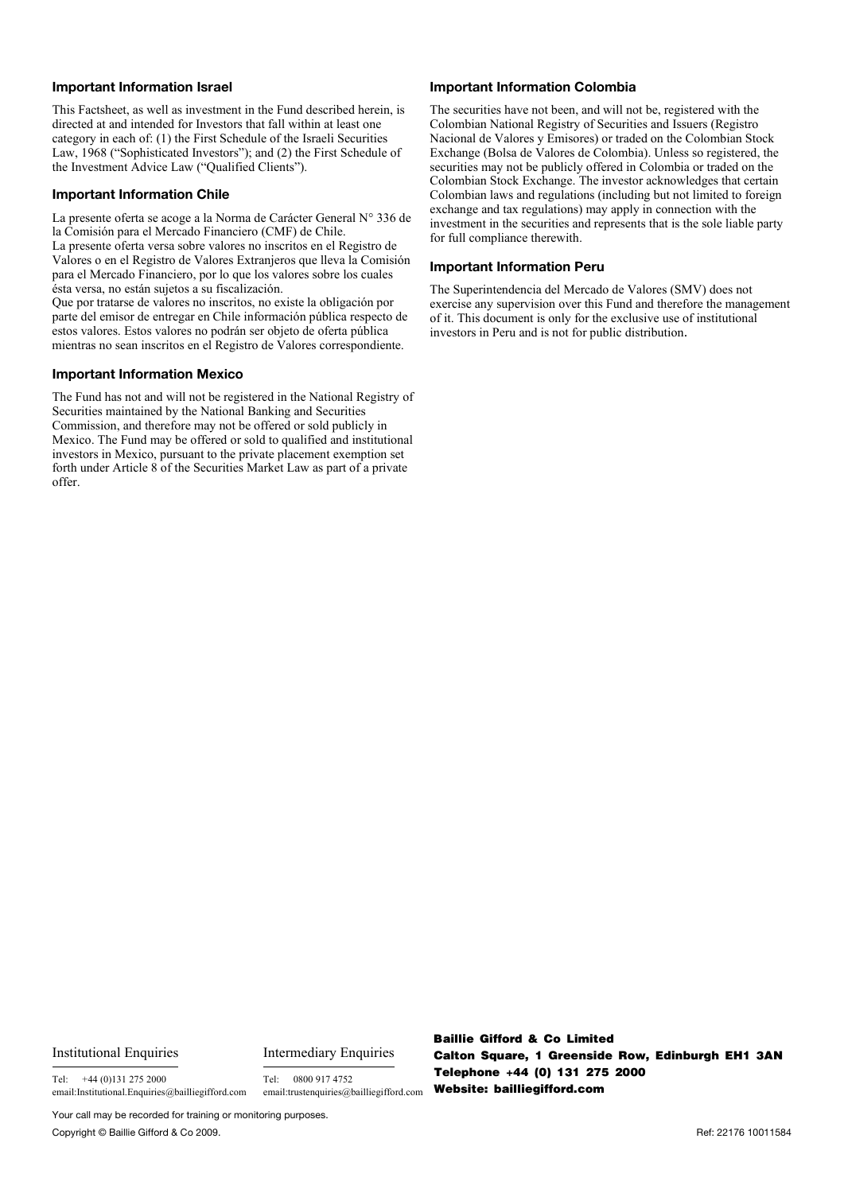### Important Information Israel

This Factsheet, as well as investment in the Fund described herein, is directed at and intended for Investors that fall within at least one category in each of: (1) the First Schedule of the Israeli Securities Law, 1968 ("Sophisticated Investors"); and (2) the First Schedule of the Investment Advice Law ("Qualified Clients").

### Important Information Chile

La presente oferta se acoge a la Norma de Carácter General N° 336 de la Comisión para el Mercado Financiero (CMF) de Chile.
La presente oferta versa sobre valores no inscritos en el Registro de Valores o en el Registro de Valores Extranjeros que lleva la Comisión para el Mercado Financiero, por lo que los valores sobre los cuales ésta versa, no están sujetos a su fiscalización.
Que por tratarse de valores no inscritos, no existe la obligación por parte del emisor de entregar en Chile información pública respecto de estos valores. Estos valores no podrán ser objeto de oferta pública mientras no sean inscritos en el Registro de Valores correspondiente.

### Important Information Mexico

The Fund has not and will not be registered in the National Registry of Securities maintained by the National Banking and Securities Commission, and therefore may not be offered or sold publicly in Mexico. The Fund may be offered or sold to qualified and institutional investors in Mexico, pursuant to the private placement exemption set forth under Article 8 of the Securities Market Law as part of a private offer.

### Important Information Colombia

The securities have not been, and will not be, registered with the Colombian National Registry of Securities and Issuers (Registro Nacional de Valores y Emisores) or traded on the Colombian Stock Exchange (Bolsa de Valores de Colombia). Unless so registered, the securities may not be publicly offered in Colombia or traded on the Colombian Stock Exchange. The investor acknowledges that certain Colombian laws and regulations (including but not limited to foreign exchange and tax regulations) may apply in connection with the investment in the securities and represents that is the sole liable party for full compliance therewith.

### Important Information Peru

The Superintendencia del Mercado de Valores (SMV) does not exercise any supervision over this Fund and therefore the management of it. This document is only for the exclusive use of institutional investors in Peru and is not for public distribution.

Institutional Enquiries

Tel: +44 (0)131 275 2000
email:Institutional.Enquiries@bailliegifford.com

Intermediary Enquiries

Tel: 0800 917 4752
email:trustenquiries@bailliegifford.com

**Baillie Gifford & Co Limited**
**Calton Square, 1 Greenside Row, Edinburgh EH1 3AN**
**Telephone +44 (0) 131 275 2000**
**Website: bailliegifford.com**

Your call may be recorded for training or monitoring purposes.

Copyright © Baillie Gifford & Co 2009.

Ref: 22176 10011584